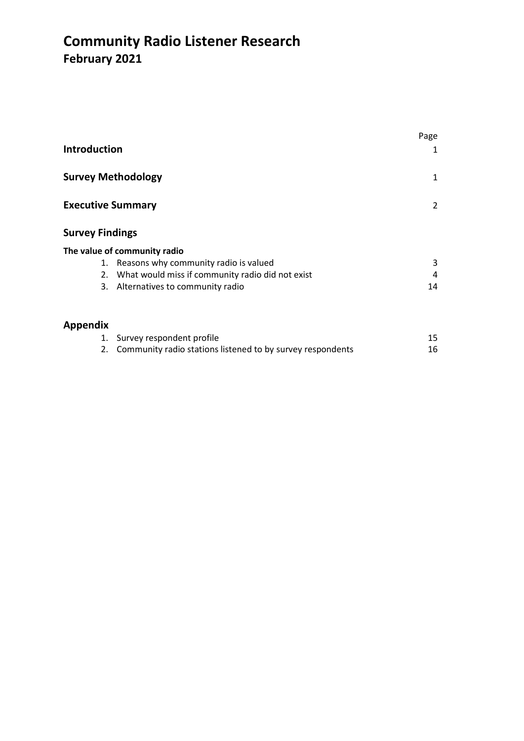# Community Radio Listener Research
## February 2021

| | Page |
|---|---|
| **Introduction** | 1 |
| **Survey Methodology** | 1 |
| **Executive Summary** | 2 |
| **Survey Findings** | |
| **The value of community radio** | |
| 1. Reasons why community radio is valued | 3 |
| 2. What would miss if community radio did not exist | 4 |
| 3. Alternatives to community radio | 14 |
| **Appendix** | |
| 1. Survey respondent profile | 15 |
| 2. Community radio stations listened to by survey respondents | 16 |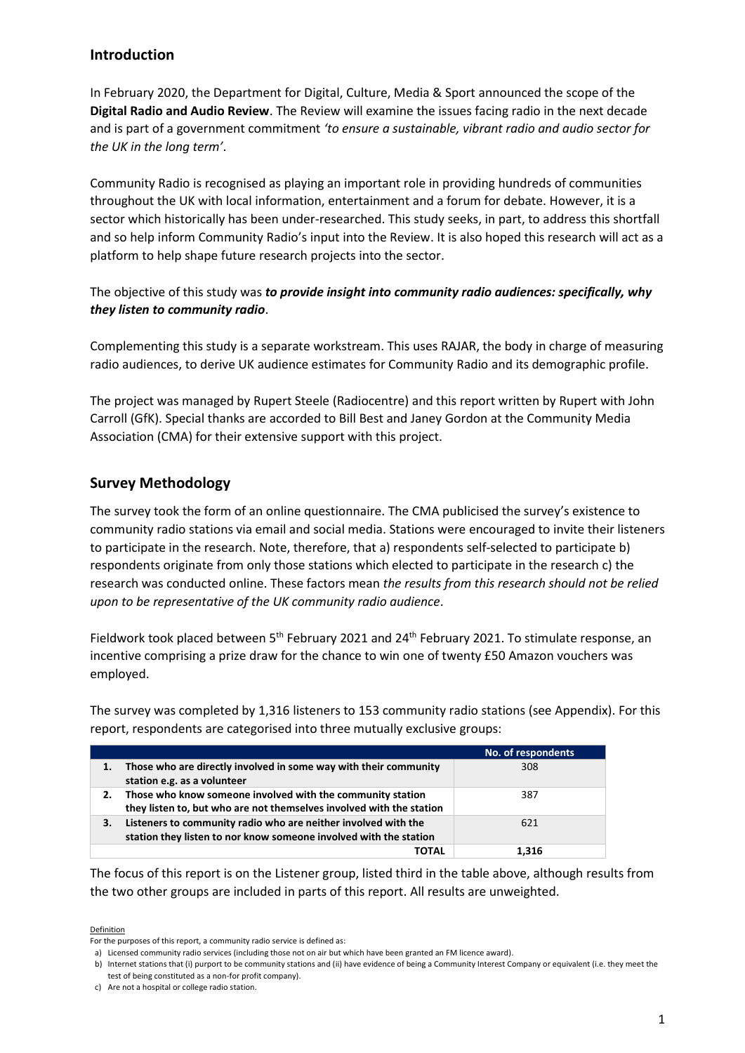## Introduction

In February 2020, the Department for Digital, Culture, Media & Sport announced the scope of the **Digital Radio and Audio Review**. The Review will examine the issues facing radio in the next decade and is part of a government commitment *'to ensure a sustainable, vibrant radio and audio sector for the UK in the long term'*.

Community Radio is recognised as playing an important role in providing hundreds of communities throughout the UK with local information, entertainment and a forum for debate. However, it is a sector which historically has been under-researched. This study seeks, in part, to address this shortfall and so help inform Community Radio's input into the Review. It is also hoped this research will act as a platform to help shape future research projects into the sector.

The objective of this study was ***to provide insight into community radio audiences: specifically, why they listen to community radio***.

Complementing this study is a separate workstream. This uses RAJAR, the body in charge of measuring radio audiences, to derive UK audience estimates for Community Radio and its demographic profile.

The project was managed by Rupert Steele (Radiocentre) and this report written by Rupert with John Carroll (GfK). Special thanks are accorded to Bill Best and Janey Gordon at the Community Media Association (CMA) for their extensive support with this project.

## Survey Methodology

The survey took the form of an online questionnaire. The CMA publicised the survey's existence to community radio stations via email and social media. Stations were encouraged to invite their listeners to participate in the research. Note, therefore, that a) respondents self-selected to participate b) respondents originate from only those stations which elected to participate in the research c) the research was conducted online. These factors mean *the results from this research should not be relied upon to be representative of the UK community radio audience*.

Fieldwork took placed between 5th February 2021 and 24th February 2021. To stimulate response, an incentive comprising a prize draw for the chance to win one of twenty £50 Amazon vouchers was employed.

The survey was completed by 1,316 listeners to 153 community radio stations (see Appendix). For this report, respondents are categorised into three mutually exclusive groups:

| | | No. of respondents |
|---|---|---|
| **1.** | **Those who are directly involved in some way with their community station e.g. as a volunteer** | 308 |
| **2.** | **Those who know someone involved with the community station they listen to, but who are not themselves involved with the station** | 387 |
| **3.** | **Listeners to community radio who are neither involved with the station they listen to nor know someone involved with the station** | 621 |
| | **TOTAL** | **1,316** |

The focus of this report is on the Listener group, listed third in the table above, although results from the two other groups are included in parts of this report. All results are unweighted.

Definition

For the purposes of this report, a community radio service is defined as:

a) Licensed community radio services (including those not on air but which have been granted an FM licence award).

b) Internet stations that (i) purport to be community stations and (ii) have evidence of being a Community Interest Company or equivalent (i.e. they meet the test of being constituted as a non-for profit company).

c) Are not a hospital or college radio station.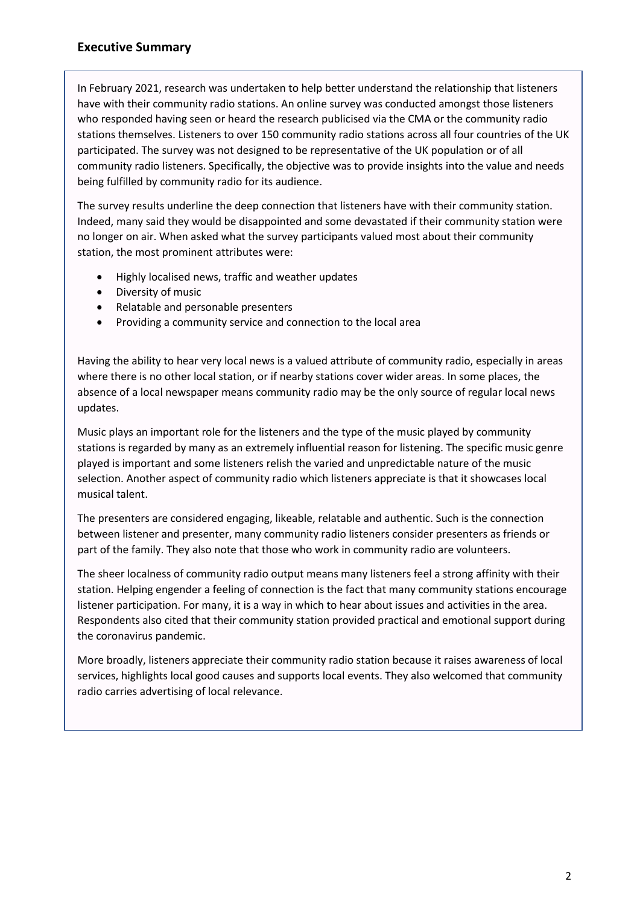## Executive Summary

In February 2021, research was undertaken to help better understand the relationship that listeners have with their community radio stations. An online survey was conducted amongst those listeners who responded having seen or heard the research publicised via the CMA or the community radio stations themselves. Listeners to over 150 community radio stations across all four countries of the UK participated. The survey was not designed to be representative of the UK population or of all community radio listeners. Specifically, the objective was to provide insights into the value and needs being fulfilled by community radio for its audience.

The survey results underline the deep connection that listeners have with their community station. Indeed, many said they would be disappointed and some devastated if their community station were no longer on air. When asked what the survey participants valued most about their community station, the most prominent attributes were:

- Highly localised news, traffic and weather updates
- Diversity of music
- Relatable and personable presenters
- Providing a community service and connection to the local area

Having the ability to hear very local news is a valued attribute of community radio, especially in areas where there is no other local station, or if nearby stations cover wider areas. In some places, the absence of a local newspaper means community radio may be the only source of regular local news updates.

Music plays an important role for the listeners and the type of the music played by community stations is regarded by many as an extremely influential reason for listening. The specific music genre played is important and some listeners relish the varied and unpredictable nature of the music selection. Another aspect of community radio which listeners appreciate is that it showcases local musical talent.

The presenters are considered engaging, likeable, relatable and authentic. Such is the connection between listener and presenter, many community radio listeners consider presenters as friends or part of the family. They also note that those who work in community radio are volunteers.

The sheer localness of community radio output means many listeners feel a strong affinity with their station. Helping engender a feeling of connection is the fact that many community stations encourage listener participation. For many, it is a way in which to hear about issues and activities in the area. Respondents also cited that their community station provided practical and emotional support during the coronavirus pandemic.

More broadly, listeners appreciate their community radio station because it raises awareness of local services, highlights local good causes and supports local events. They also welcomed that community radio carries advertising of local relevance.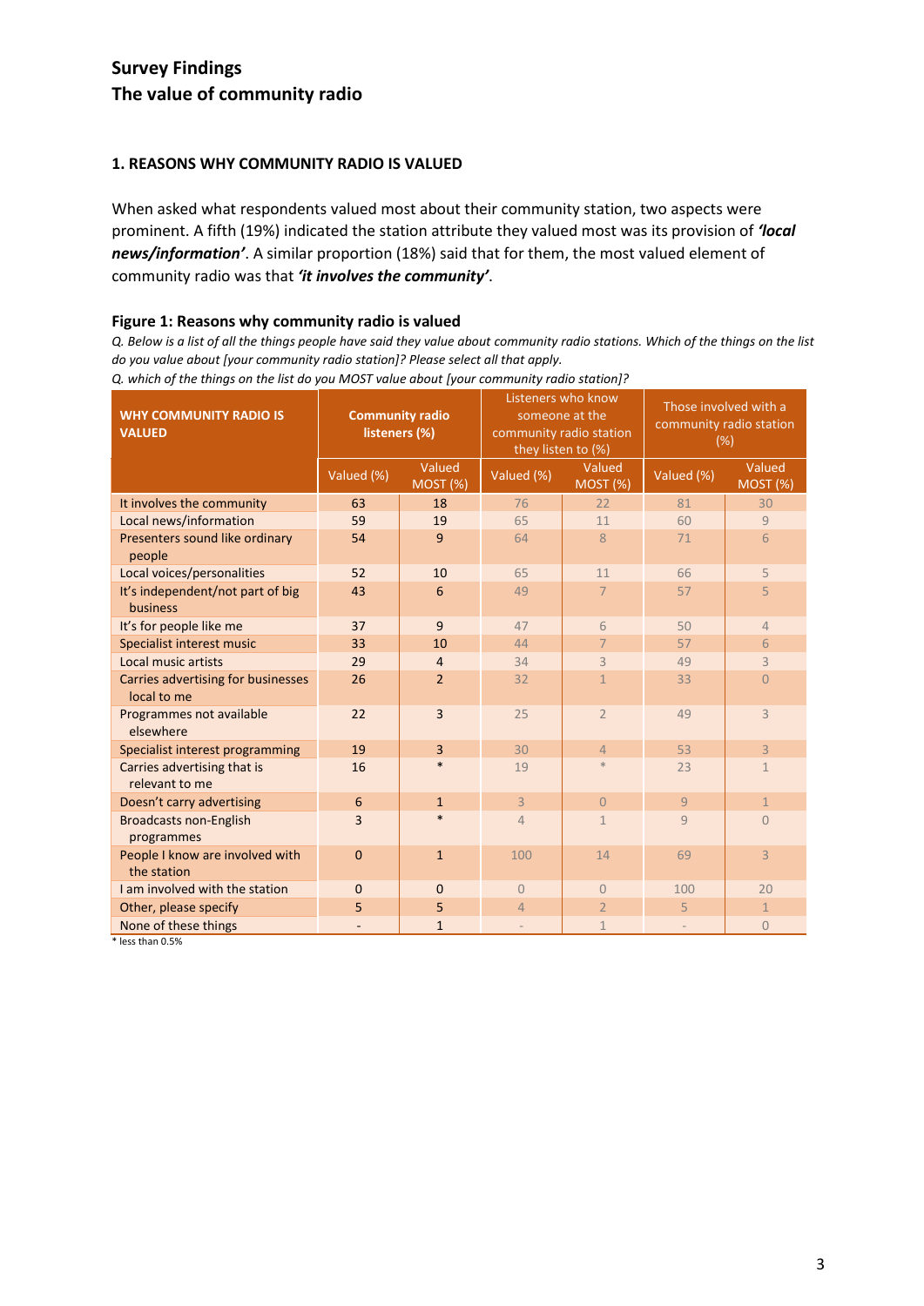## Survey Findings
## The value of community radio

### 1. REASONS WHY COMMUNITY RADIO IS VALUED

When asked what respondents valued most about their community station, two aspects were prominent. A fifth (19%) indicated the station attribute they valued most was its provision of ***'local news/information'***. A similar proportion (18%) said that for them, the most valued element of community radio was that ***'it involves the community'***.

**Figure 1: Reasons why community radio is valued**

*Q. Below is a list of all the things people have said they value about community radio stations. Which of the things on the list do you value about [your community radio station]? Please select all that apply.*

*Q. which of the things on the list do you MOST value about [your community radio station]?*

| WHY COMMUNITY RADIO IS VALUED | Community radio listeners (%) | | Listeners who know someone at the community radio station they listen to (%) | | Those involved with a community radio station (%) | |
|---|---|---|---|---|---|---|
| | Valued (%) | Valued MOST (%) | Valued (%) | Valued MOST (%) | Valued (%) | Valued MOST (%) |
| It involves the community | 63 | 18 | 76 | 22 | 81 | 30 |
| Local news/information | 59 | 19 | 65 | 11 | 60 | 9 |
| Presenters sound like ordinary people | 54 | 9 | 64 | 8 | 71 | 6 |
| Local voices/personalities | 52 | 10 | 65 | 11 | 66 | 5 |
| It's independent/not part of big business | 43 | 6 | 49 | 7 | 57 | 5 |
| It's for people like me | 37 | 9 | 47 | 6 | 50 | 4 |
| Specialist interest music | 33 | 10 | 44 | 7 | 57 | 6 |
| Local music artists | 29 | 4 | 34 | 3 | 49 | 3 |
| Carries advertising for businesses local to me | 26 | 2 | 32 | 1 | 33 | 0 |
| Programmes not available elsewhere | 22 | 3 | 25 | 2 | 49 | 3 |
| Specialist interest programming | 19 | 3 | 30 | 4 | 53 | 3 |
| Carries advertising that is relevant to me | 16 | * | 19 | * | 23 | 1 |
| Doesn't carry advertising | 6 | 1 | 3 | 0 | 9 | 1 |
| Broadcasts non-English programmes | 3 | * | 4 | 1 | 9 | 0 |
| People I know are involved with the station | 0 | 1 | 100 | 14 | 69 | 3 |
| I am involved with the station | 0 | 0 | 0 | 0 | 100 | 20 |
| Other, please specify | 5 | 5 | 4 | 2 | 5 | 1 |
| None of these things | - | 1 | - | 1 | - | 0 |

* less than 0.5%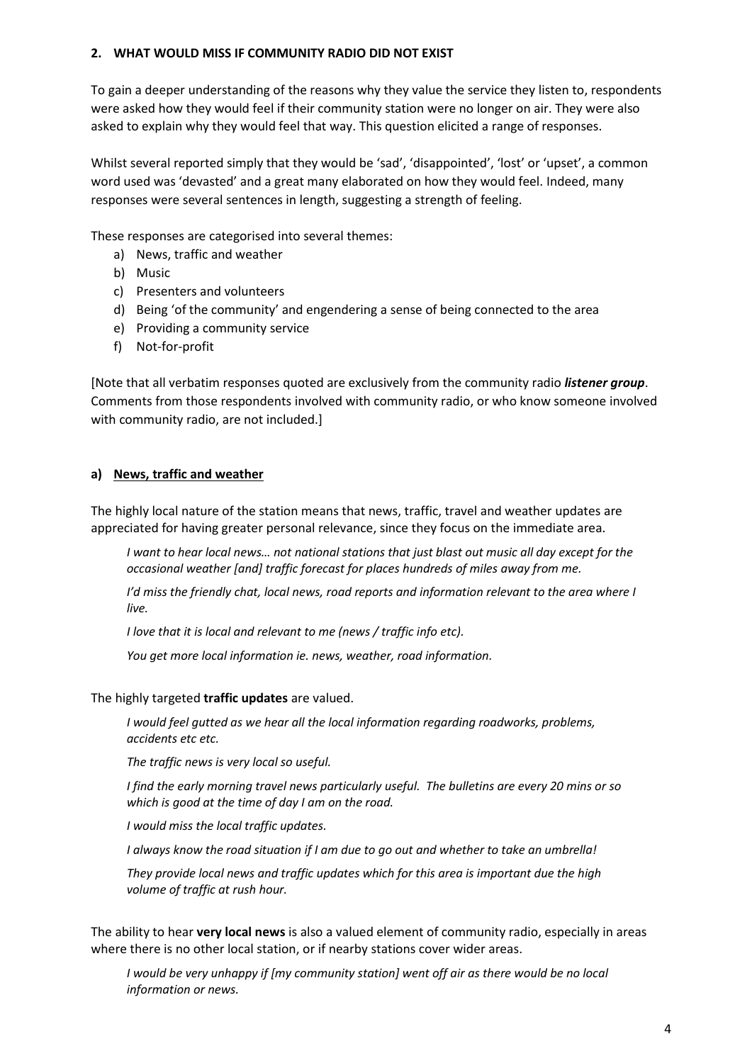## 2. WHAT WOULD MISS IF COMMUNITY RADIO DID NOT EXIST

To gain a deeper understanding of the reasons why they value the service they listen to, respondents were asked how they would feel if their community station were no longer on air. They were also asked to explain why they would feel that way. This question elicited a range of responses.

Whilst several reported simply that they would be 'sad', 'disappointed', 'lost' or 'upset', a common word used was 'devasted' and a great many elaborated on how they would feel. Indeed, many responses were several sentences in length, suggesting a strength of feeling.

These responses are categorised into several themes:

a) News, traffic and weather
b) Music
c) Presenters and volunteers
d) Being 'of the community' and engendering a sense of being connected to the area
e) Providing a community service
f) Not-for-profit

[Note that all verbatim responses quoted are exclusively from the community radio ***listener group***. Comments from those respondents involved with community radio, or who know someone involved with community radio, are not included.]

### a) News, traffic and weather

The highly local nature of the station means that news, traffic, travel and weather updates are appreciated for having greater personal relevance, since they focus on the immediate area.

> *I want to hear local news… not national stations that just blast out music all day except for the occasional weather [and] traffic forecast for places hundreds of miles away from me.*
>
> *I'd miss the friendly chat, local news, road reports and information relevant to the area where I live.*
>
> *I love that it is local and relevant to me (news / traffic info etc).*
>
> *You get more local information ie. news, weather, road information.*

The highly targeted **traffic updates** are valued.

> *I would feel gutted as we hear all the local information regarding roadworks, problems, accidents etc etc.*
>
> *The traffic news is very local so useful.*
>
> *I find the early morning travel news particularly useful. The bulletins are every 20 mins or so which is good at the time of day I am on the road.*
>
> *I would miss the local traffic updates.*
>
> *I always know the road situation if I am due to go out and whether to take an umbrella!*
>
> *They provide local news and traffic updates which for this area is important due the high volume of traffic at rush hour.*

The ability to hear **very local news** is also a valued element of community radio, especially in areas where there is no other local station, or if nearby stations cover wider areas.

> *I would be very unhappy if [my community station] went off air as there would be no local information or news.*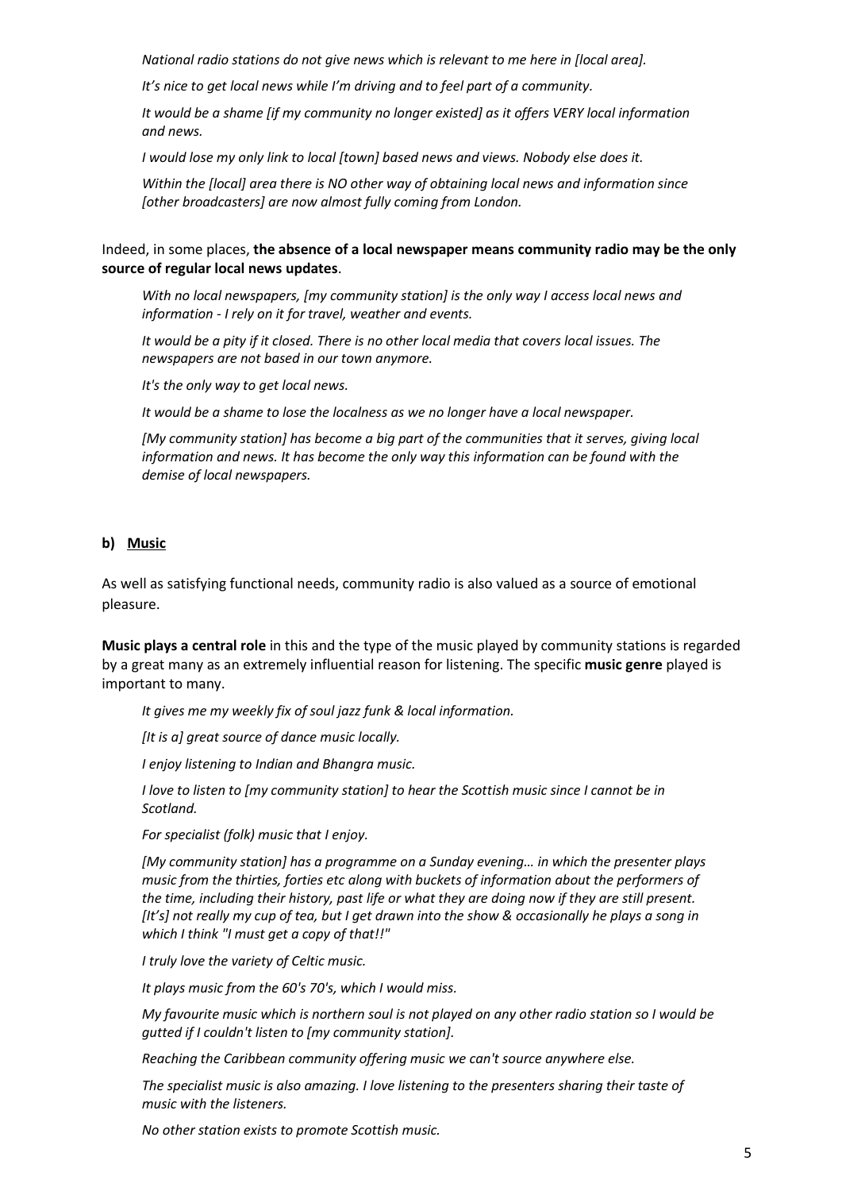*National radio stations do not give news which is relevant to me here in [local area].*

*It's nice to get local news while I'm driving and to feel part of a community.*

*It would be a shame [if my community no longer existed] as it offers VERY local information and news.*

*I would lose my only link to local [town] based news and views. Nobody else does it.*

*Within the [local] area there is NO other way of obtaining local news and information since [other broadcasters] are now almost fully coming from London.*

Indeed, in some places, **the absence of a local newspaper means community radio may be the only source of regular local news updates**.

*With no local newspapers, [my community station] is the only way I access local news and information - I rely on it for travel, weather and events.*

*It would be a pity if it closed. There is no other local media that covers local issues. The newspapers are not based in our town anymore.*

*It's the only way to get local news.*

*It would be a shame to lose the localness as we no longer have a local newspaper.*

*[My community station] has become a big part of the communities that it serves, giving local information and news. It has become the only way this information can be found with the demise of local newspapers.*

### b) Music

As well as satisfying functional needs, community radio is also valued as a source of emotional pleasure.

**Music plays a central role** in this and the type of the music played by community stations is regarded by a great many as an extremely influential reason for listening. The specific **music genre** played is important to many.

*It gives me my weekly fix of soul jazz funk & local information.*

*[It is a] great source of dance music locally.*

*I enjoy listening to Indian and Bhangra music.*

*I love to listen to [my community station] to hear the Scottish music since I cannot be in Scotland.*

*For specialist (folk) music that I enjoy.*

*[My community station] has a programme on a Sunday evening… in which the presenter plays music from the thirties, forties etc along with buckets of information about the performers of the time, including their history, past life or what they are doing now if they are still present. [It's] not really my cup of tea, but I get drawn into the show & occasionally he plays a song in which I think "I must get a copy of that!!"*

*I truly love the variety of Celtic music.*

*It plays music from the 60's 70's, which I would miss.*

*My favourite music which is northern soul is not played on any other radio station so I would be gutted if I couldn't listen to [my community station].*

*Reaching the Caribbean community offering music we can't source anywhere else.*

*The specialist music is also amazing. I love listening to the presenters sharing their taste of music with the listeners.*

*No other station exists to promote Scottish music.*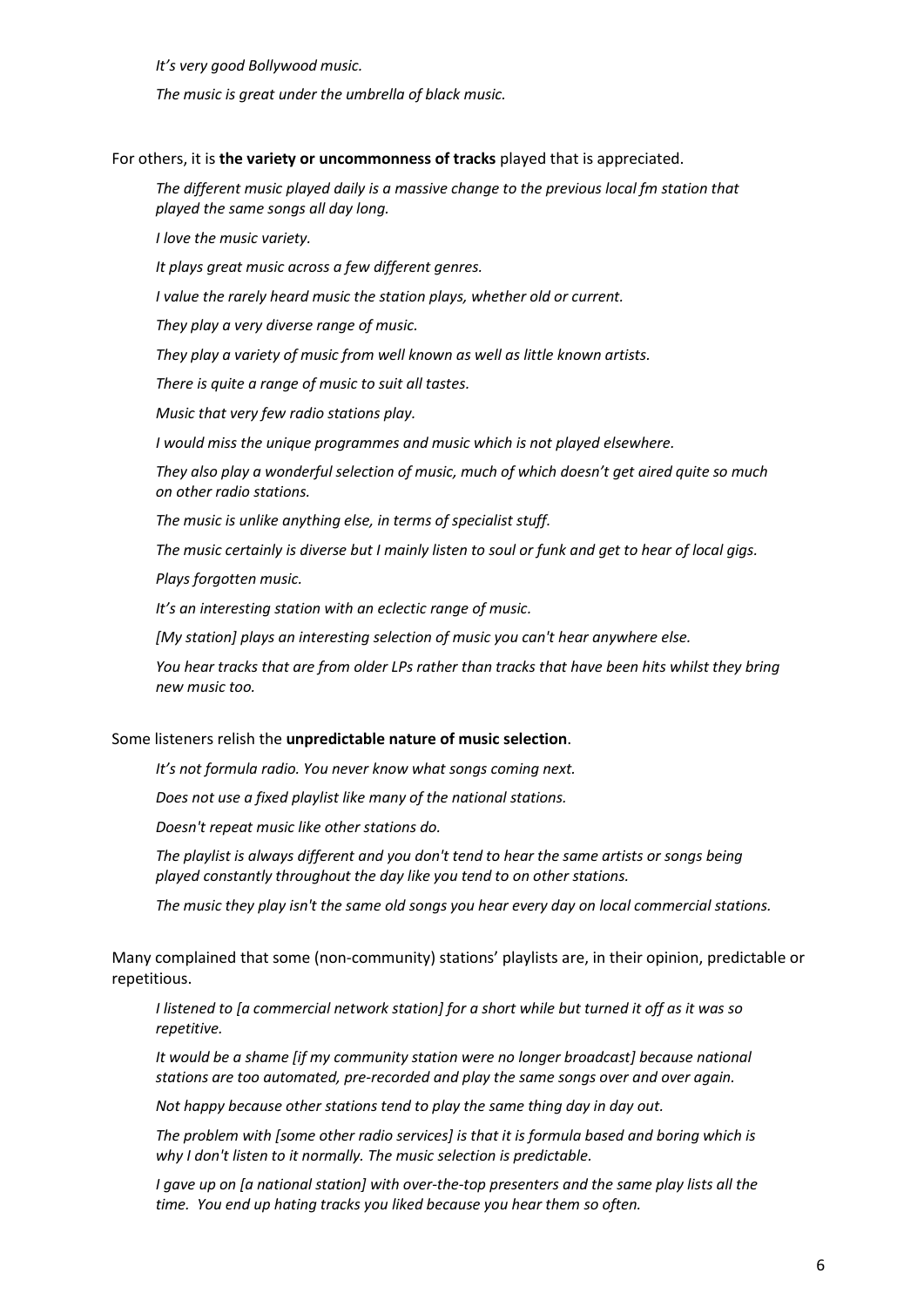*It's very good Bollywood music.*

*The music is great under the umbrella of black music.*

For others, it is **the variety or uncommonness of tracks** played that is appreciated.

*The different music played daily is a massive change to the previous local fm station that played the same songs all day long.*

*I love the music variety.*

*It plays great music across a few different genres.*

*I value the rarely heard music the station plays, whether old or current.*

*They play a very diverse range of music.*

*They play a variety of music from well known as well as little known artists.*

*There is quite a range of music to suit all tastes.*

*Music that very few radio stations play.*

*I would miss the unique programmes and music which is not played elsewhere.*

*They also play a wonderful selection of music, much of which doesn't get aired quite so much on other radio stations.*

*The music is unlike anything else, in terms of specialist stuff.*

*The music certainly is diverse but I mainly listen to soul or funk and get to hear of local gigs.*

*Plays forgotten music.*

*It's an interesting station with an eclectic range of music.*

*[My station] plays an interesting selection of music you can't hear anywhere else.*

*You hear tracks that are from older LPs rather than tracks that have been hits whilst they bring new music too.*

Some listeners relish the **unpredictable nature of music selection**.

*It's not formula radio. You never know what songs coming next.*

*Does not use a fixed playlist like many of the national stations.*

*Doesn't repeat music like other stations do.*

*The playlist is always different and you don't tend to hear the same artists or songs being played constantly throughout the day like you tend to on other stations.*

*The music they play isn't the same old songs you hear every day on local commercial stations.*

Many complained that some (non-community) stations' playlists are, in their opinion, predictable or repetitious.

*I listened to [a commercial network station] for a short while but turned it off as it was so repetitive.*

*It would be a shame [if my community station were no longer broadcast] because national stations are too automated, pre-recorded and play the same songs over and over again.*

*Not happy because other stations tend to play the same thing day in day out.*

*The problem with [some other radio services] is that it is formula based and boring which is why I don't listen to it normally. The music selection is predictable.*

*I gave up on [a national station] with over-the-top presenters and the same play lists all the time. You end up hating tracks you liked because you hear them so often.*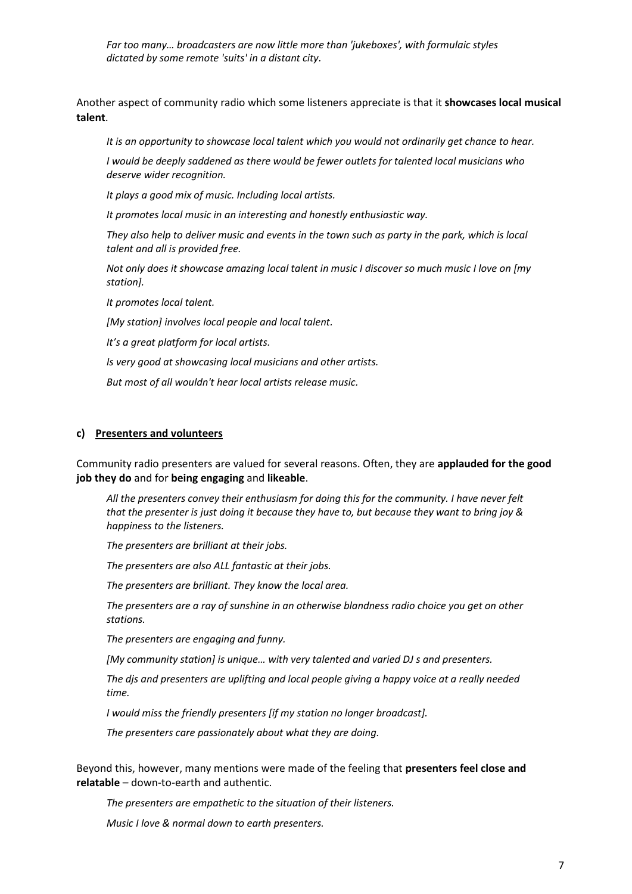*Far too many… broadcasters are now little more than 'jukeboxes', with formulaic styles dictated by some remote 'suits' in a distant city.*

Another aspect of community radio which some listeners appreciate is that it **showcases local musical talent**.

*It is an opportunity to showcase local talent which you would not ordinarily get chance to hear.*

*I would be deeply saddened as there would be fewer outlets for talented local musicians who deserve wider recognition.*

*It plays a good mix of music. Including local artists.*

*It promotes local music in an interesting and honestly enthusiastic way.*

*They also help to deliver music and events in the town such as party in the park, which is local talent and all is provided free.*

*Not only does it showcase amazing local talent in music I discover so much music I love on [my station].*

*It promotes local talent.*

*[My station] involves local people and local talent.*

*It's a great platform for local artists.*

*Is very good at showcasing local musicians and other artists.*

*But most of all wouldn't hear local artists release music.*

#### c) Presenters and volunteers

Community radio presenters are valued for several reasons. Often, they are **applauded for the good job they do** and for **being engaging** and **likeable**.

*All the presenters convey their enthusiasm for doing this for the community. I have never felt that the presenter is just doing it because they have to, but because they want to bring joy & happiness to the listeners.*

*The presenters are brilliant at their jobs.*

*The presenters are also ALL fantastic at their jobs.*

*The presenters are brilliant. They know the local area.*

*The presenters are a ray of sunshine in an otherwise blandness radio choice you get on other stations.*

*The presenters are engaging and funny.*

*[My community station] is unique… with very talented and varied DJ s and presenters.*

*The djs and presenters are uplifting and local people giving a happy voice at a really needed time.*

*I would miss the friendly presenters [if my station no longer broadcast].*

*The presenters care passionately about what they are doing.*

Beyond this, however, many mentions were made of the feeling that **presenters feel close and relatable** – down-to-earth and authentic.

*The presenters are empathetic to the situation of their listeners.*

*Music I love & normal down to earth presenters.*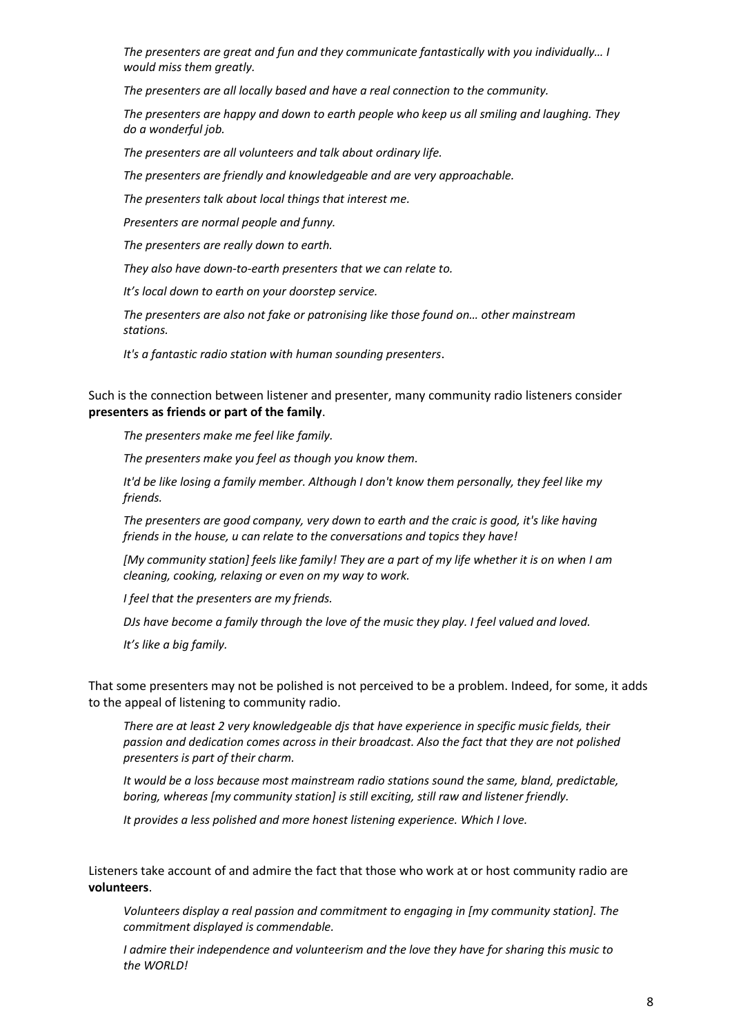*The presenters are great and fun and they communicate fantastically with you individually… I would miss them greatly.*

*The presenters are all locally based and have a real connection to the community.*

*The presenters are happy and down to earth people who keep us all smiling and laughing. They do a wonderful job.*

*The presenters are all volunteers and talk about ordinary life.*

*The presenters are friendly and knowledgeable and are very approachable.*

*The presenters talk about local things that interest me.*

*Presenters are normal people and funny.*

*The presenters are really down to earth.*

*They also have down-to-earth presenters that we can relate to.*

*It's local down to earth on your doorstep service.*

*The presenters are also not fake or patronising like those found on… other mainstream stations.*

*It's a fantastic radio station with human sounding presenters*.

Such is the connection between listener and presenter, many community radio listeners consider **presenters as friends or part of the family**.

*The presenters make me feel like family.*

*The presenters make you feel as though you know them.*

*It'd be like losing a family member. Although I don't know them personally, they feel like my friends.*

*The presenters are good company, very down to earth and the craic is good, it's like having friends in the house, u can relate to the conversations and topics they have!*

*[My community station] feels like family! They are a part of my life whether it is on when I am cleaning, cooking, relaxing or even on my way to work.*

*I feel that the presenters are my friends.*

*DJs have become a family through the love of the music they play. I feel valued and loved.*

*It's like a big family.*

That some presenters may not be polished is not perceived to be a problem. Indeed, for some, it adds to the appeal of listening to community radio.

*There are at least 2 very knowledgeable djs that have experience in specific music fields, their passion and dedication comes across in their broadcast. Also the fact that they are not polished presenters is part of their charm.*

*It would be a loss because most mainstream radio stations sound the same, bland, predictable, boring, whereas [my community station] is still exciting, still raw and listener friendly.*

*It provides a less polished and more honest listening experience. Which I love.*

Listeners take account of and admire the fact that those who work at or host community radio are **volunteers**.

*Volunteers display a real passion and commitment to engaging in [my community station]. The commitment displayed is commendable.*

*I admire their independence and volunteerism and the love they have for sharing this music to the WORLD!*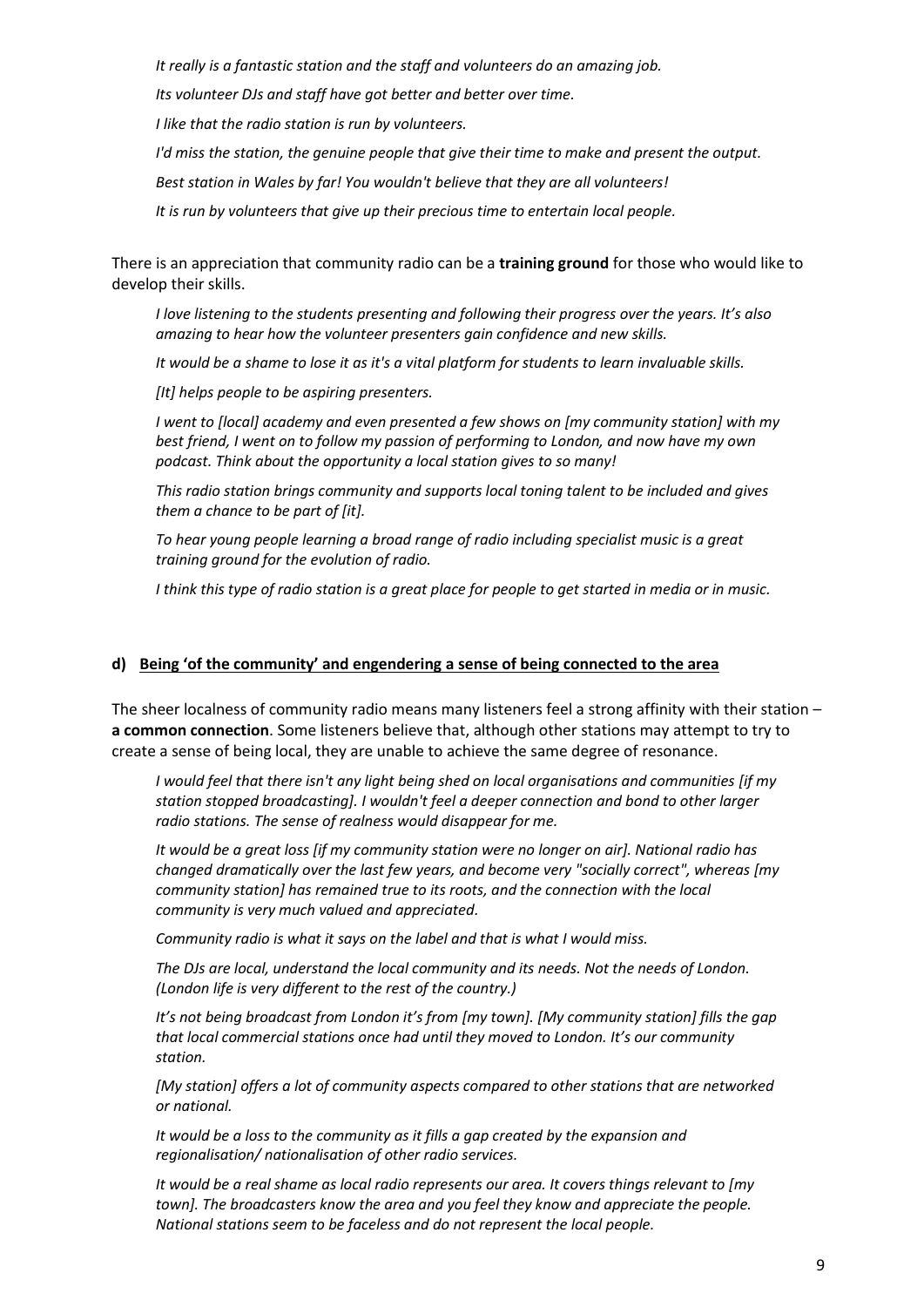*It really is a fantastic station and the staff and volunteers do an amazing job.*

*Its volunteer DJs and staff have got better and better over time.*

*I like that the radio station is run by volunteers.*

*I'd miss the station, the genuine people that give their time to make and present the output.*

*Best station in Wales by far! You wouldn't believe that they are all volunteers!*

*It is run by volunteers that give up their precious time to entertain local people.*

There is an appreciation that community radio can be a **training ground** for those who would like to develop their skills.

*I love listening to the students presenting and following their progress over the years. It's also amazing to hear how the volunteer presenters gain confidence and new skills.*

*It would be a shame to lose it as it's a vital platform for students to learn invaluable skills.*

*[It] helps people to be aspiring presenters.*

*I went to [local] academy and even presented a few shows on [my community station] with my best friend, I went on to follow my passion of performing to London, and now have my own podcast. Think about the opportunity a local station gives to so many!*

*This radio station brings community and supports local toning talent to be included and gives them a chance to be part of [it].*

*To hear young people learning a broad range of radio including specialist music is a great training ground for the evolution of radio.*

*I think this type of radio station is a great place for people to get started in media or in music.*

#### d) Being 'of the community' and engendering a sense of being connected to the area

The sheer localness of community radio means many listeners feel a strong affinity with their station – **a common connection**. Some listeners believe that, although other stations may attempt to try to create a sense of being local, they are unable to achieve the same degree of resonance.

*I would feel that there isn't any light being shed on local organisations and communities [if my station stopped broadcasting]. I wouldn't feel a deeper connection and bond to other larger radio stations. The sense of realness would disappear for me.*

*It would be a great loss [if my community station were no longer on air]. National radio has changed dramatically over the last few years, and become very "socially correct", whereas [my community station] has remained true to its roots, and the connection with the local community is very much valued and appreciated.*

*Community radio is what it says on the label and that is what I would miss.*

*The DJs are local, understand the local community and its needs. Not the needs of London. (London life is very different to the rest of the country.)*

*It's not being broadcast from London it's from [my town]. [My community station] fills the gap that local commercial stations once had until they moved to London. It's our community station.*

*[My station] offers a lot of community aspects compared to other stations that are networked or national.*

*It would be a loss to the community as it fills a gap created by the expansion and regionalisation/ nationalisation of other radio services.*

*It would be a real shame as local radio represents our area. It covers things relevant to [my town]. The broadcasters know the area and you feel they know and appreciate the people. National stations seem to be faceless and do not represent the local people.*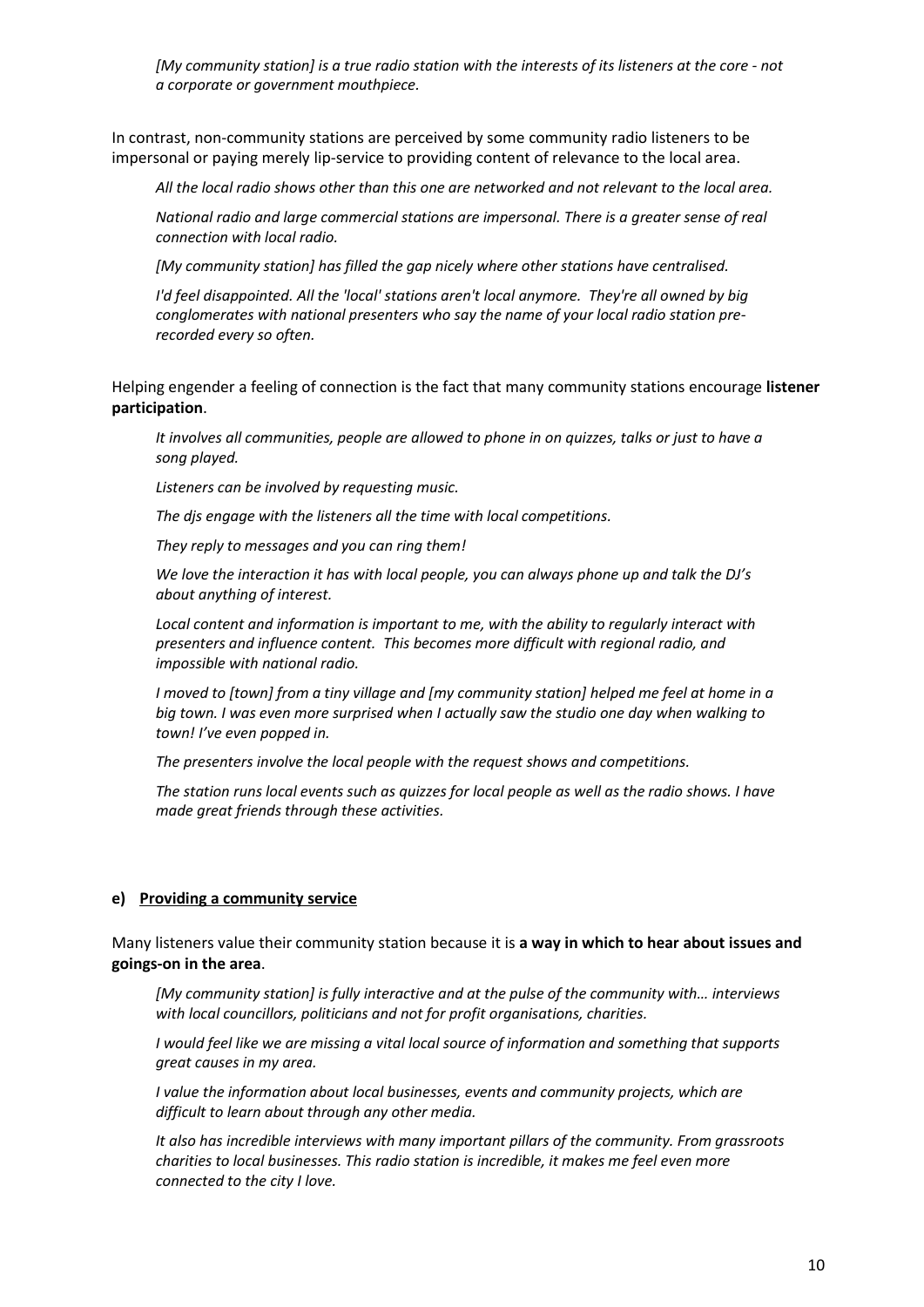*[My community station] is a true radio station with the interests of its listeners at the core - not a corporate or government mouthpiece.*

In contrast, non-community stations are perceived by some community radio listeners to be impersonal or paying merely lip-service to providing content of relevance to the local area.

*All the local radio shows other than this one are networked and not relevant to the local area.*

*National radio and large commercial stations are impersonal. There is a greater sense of real connection with local radio.*

*[My community station] has filled the gap nicely where other stations have centralised.*

*I'd feel disappointed. All the 'local' stations aren't local anymore. They're all owned by big conglomerates with national presenters who say the name of your local radio station pre-recorded every so often.*

Helping engender a feeling of connection is the fact that many community stations encourage **listener participation**.

*It involves all communities, people are allowed to phone in on quizzes, talks or just to have a song played.*

*Listeners can be involved by requesting music.*

*The djs engage with the listeners all the time with local competitions.*

*They reply to messages and you can ring them!*

*We love the interaction it has with local people, you can always phone up and talk the DJ's about anything of interest.*

*Local content and information is important to me, with the ability to regularly interact with presenters and influence content. This becomes more difficult with regional radio, and impossible with national radio.*

*I moved to [town] from a tiny village and [my community station] helped me feel at home in a big town. I was even more surprised when I actually saw the studio one day when walking to town! I've even popped in.*

*The presenters involve the local people with the request shows and competitions.*

*The station runs local events such as quizzes for local people as well as the radio shows. I have made great friends through these activities.*

#### e) Providing a community service

Many listeners value their community station because it is **a way in which to hear about issues and goings-on in the area**.

*[My community station] is fully interactive and at the pulse of the community with… interviews with local councillors, politicians and not for profit organisations, charities.*

*I would feel like we are missing a vital local source of information and something that supports great causes in my area.*

*I value the information about local businesses, events and community projects, which are difficult to learn about through any other media.*

*It also has incredible interviews with many important pillars of the community. From grassroots charities to local businesses. This radio station is incredible, it makes me feel even more connected to the city I love.*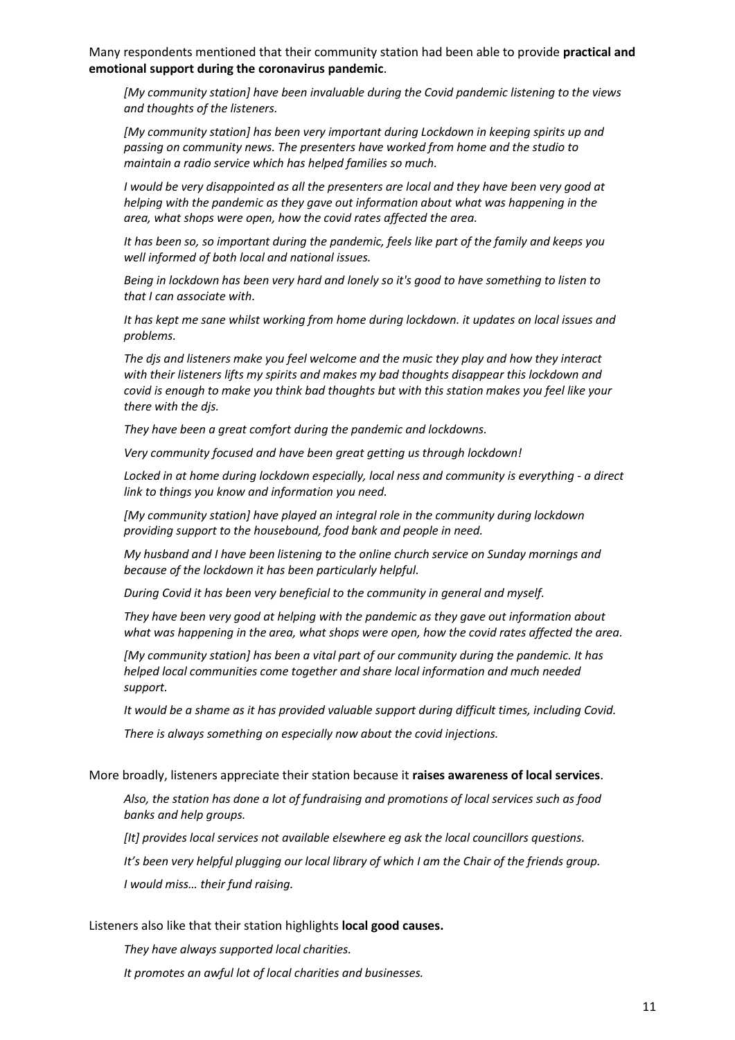Many respondents mentioned that their community station had been able to provide **practical and emotional support during the coronavirus pandemic**.

> *[My community station] have been invaluable during the Covid pandemic listening to the views and thoughts of the listeners.*
>
> *[My community station] has been very important during Lockdown in keeping spirits up and passing on community news. The presenters have worked from home and the studio to maintain a radio service which has helped families so much.*
>
> *I would be very disappointed as all the presenters are local and they have been very good at helping with the pandemic as they gave out information about what was happening in the area, what shops were open, how the covid rates affected the area.*
>
> *It has been so, so important during the pandemic, feels like part of the family and keeps you well informed of both local and national issues.*
>
> *Being in lockdown has been very hard and lonely so it's good to have something to listen to that I can associate with.*
>
> *It has kept me sane whilst working from home during lockdown. it updates on local issues and problems.*
>
> *The djs and listeners make you feel welcome and the music they play and how they interact with their listeners lifts my spirits and makes my bad thoughts disappear this lockdown and covid is enough to make you think bad thoughts but with this station makes you feel like your there with the djs.*
>
> *They have been a great comfort during the pandemic and lockdowns.*
>
> *Very community focused and have been great getting us through lockdown!*
>
> *Locked in at home during lockdown especially, local ness and community is everything - a direct link to things you know and information you need.*
>
> *[My community station] have played an integral role in the community during lockdown providing support to the housebound, food bank and people in need.*
>
> *My husband and I have been listening to the online church service on Sunday mornings and because of the lockdown it has been particularly helpful.*
>
> *During Covid it has been very beneficial to the community in general and myself.*
>
> *They have been very good at helping with the pandemic as they gave out information about what was happening in the area, what shops were open, how the covid rates affected the area.*
>
> *[My community station] has been a vital part of our community during the pandemic. It has helped local communities come together and share local information and much needed support.*
>
> *It would be a shame as it has provided valuable support during difficult times, including Covid.*
>
> *There is always something on especially now about the covid injections.*

More broadly, listeners appreciate their station because it **raises awareness of local services**.

> *Also, the station has done a lot of fundraising and promotions of local services such as food banks and help groups.*
>
> *[It] provides local services not available elsewhere eg ask the local councillors questions.*
>
> *It's been very helpful plugging our local library of which I am the Chair of the friends group.*
>
> *I would miss… their fund raising.*

Listeners also like that their station highlights **local good causes.**

> *They have always supported local charities.*
>
> *It promotes an awful lot of local charities and businesses.*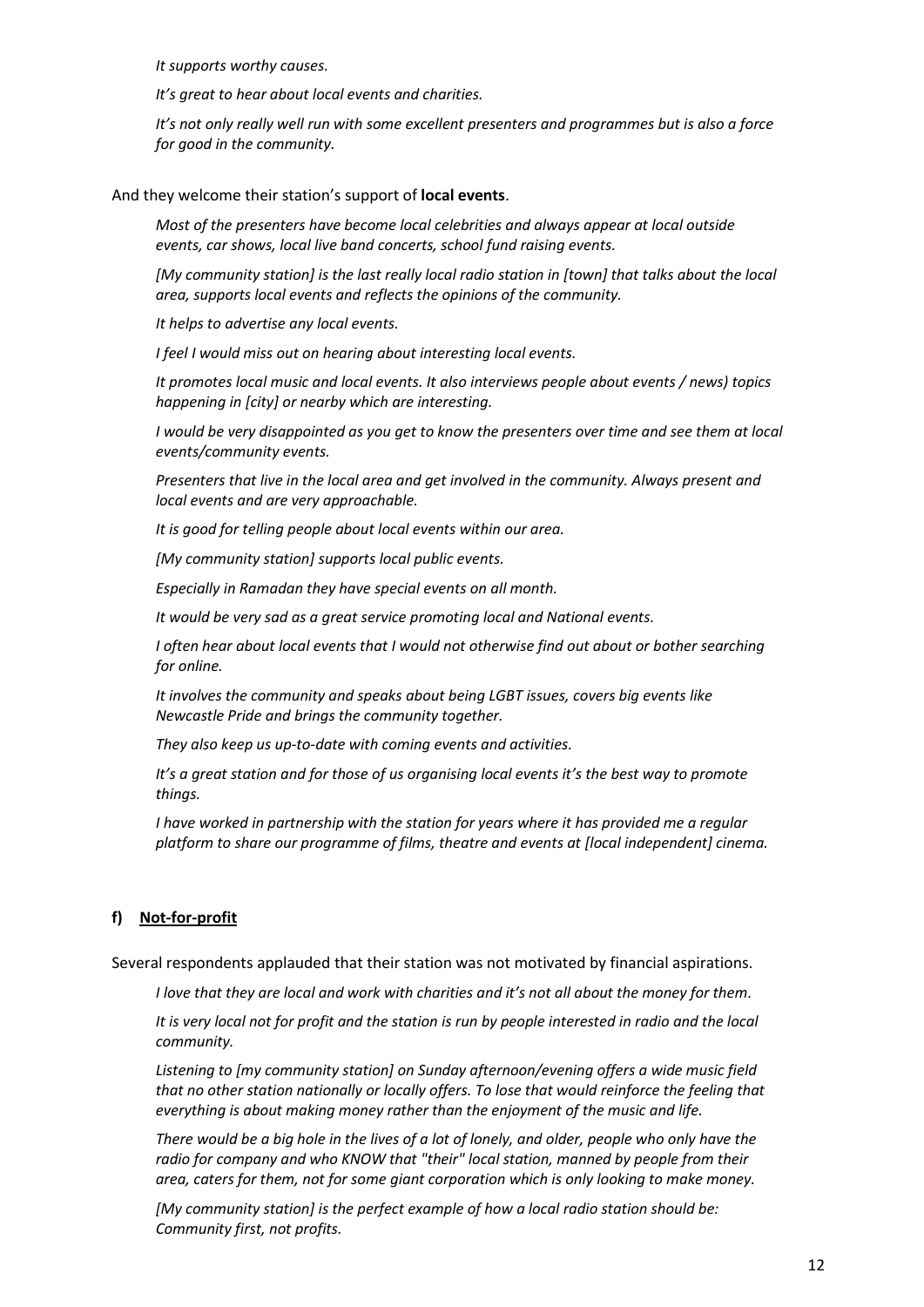*It supports worthy causes.*

*It's great to hear about local events and charities.*

*It's not only really well run with some excellent presenters and programmes but is also a force for good in the community.*

And they welcome their station's support of **local events**.

*Most of the presenters have become local celebrities and always appear at local outside events, car shows, local live band concerts, school fund raising events.*

*[My community station] is the last really local radio station in [town] that talks about the local area, supports local events and reflects the opinions of the community.*

*It helps to advertise any local events.*

*I feel I would miss out on hearing about interesting local events.*

*It promotes local music and local events. It also interviews people about events / news) topics happening in [city] or nearby which are interesting.*

*I would be very disappointed as you get to know the presenters over time and see them at local events/community events.*

*Presenters that live in the local area and get involved in the community. Always present and local events and are very approachable.*

*It is good for telling people about local events within our area.*

*[My community station] supports local public events.*

*Especially in Ramadan they have special events on all month.*

*It would be very sad as a great service promoting local and National events.*

*I often hear about local events that I would not otherwise find out about or bother searching for online.*

*It involves the community and speaks about being LGBT issues, covers big events like Newcastle Pride and brings the community together.*

*They also keep us up-to-date with coming events and activities.*

*It's a great station and for those of us organising local events it's the best way to promote things.*

*I have worked in partnership with the station for years where it has provided me a regular platform to share our programme of films, theatre and events at [local independent] cinema.*

#### f) Not-for-profit

Several respondents applauded that their station was not motivated by financial aspirations.

*I love that they are local and work with charities and it's not all about the money for them.*

*It is very local not for profit and the station is run by people interested in radio and the local community.*

*Listening to [my community station] on Sunday afternoon/evening offers a wide music field that no other station nationally or locally offers. To lose that would reinforce the feeling that everything is about making money rather than the enjoyment of the music and life.*

*There would be a big hole in the lives of a lot of lonely, and older, people who only have the radio for company and who KNOW that "their" local station, manned by people from their area, caters for them, not for some giant corporation which is only looking to make money.*

*[My community station] is the perfect example of how a local radio station should be: Community first, not profits.*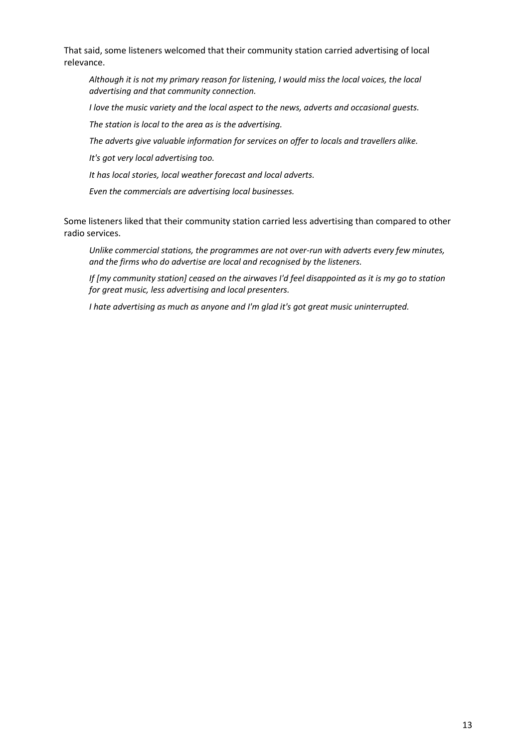That said, some listeners welcomed that their community station carried advertising of local relevance.

> *Although it is not my primary reason for listening, I would miss the local voices, the local advertising and that community connection.*
>
> *I love the music variety and the local aspect to the news, adverts and occasional guests.*
>
> *The station is local to the area as is the advertising.*
>
> *The adverts give valuable information for services on offer to locals and travellers alike.*
>
> *It's got very local advertising too.*
>
> *It has local stories, local weather forecast and local adverts.*
>
> *Even the commercials are advertising local businesses.*

Some listeners liked that their community station carried less advertising than compared to other radio services.

> *Unlike commercial stations, the programmes are not over-run with adverts every few minutes, and the firms who do advertise are local and recognised by the listeners.*
>
> *If [my community station] ceased on the airwaves I'd feel disappointed as it is my go to station for great music, less advertising and local presenters.*
>
> *I hate advertising as much as anyone and I'm glad it's got great music uninterrupted.*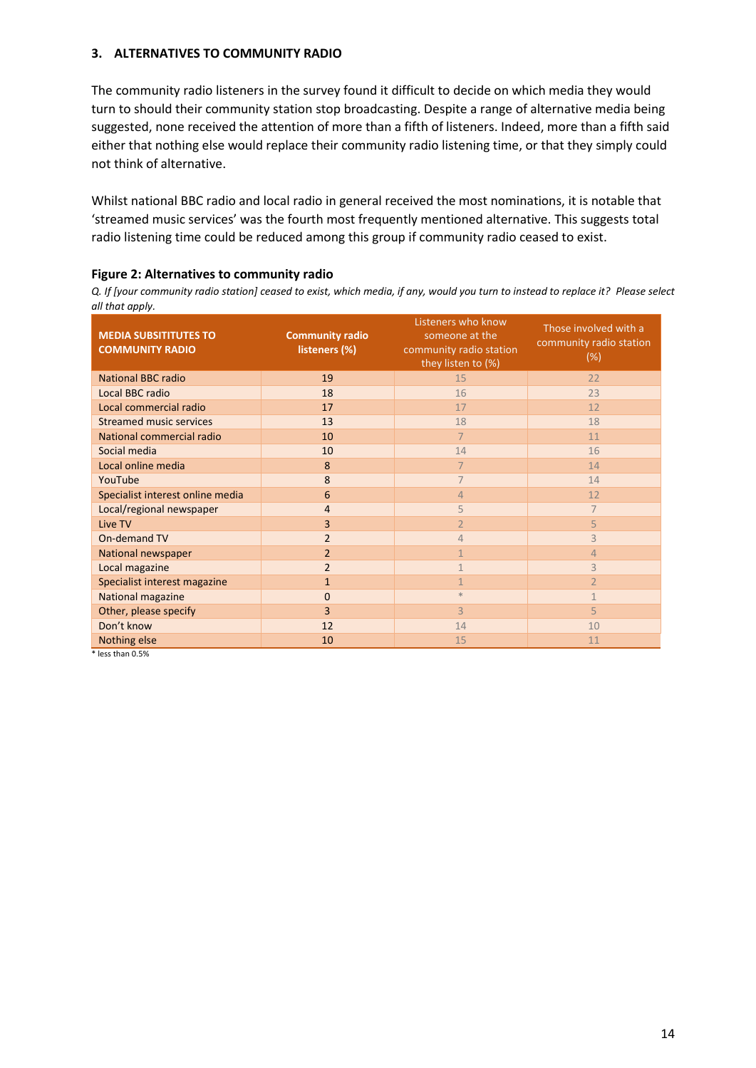## 3. ALTERNATIVES TO COMMUNITY RADIO

The community radio listeners in the survey found it difficult to decide on which media they would turn to should their community station stop broadcasting. Despite a range of alternative media being suggested, none received the attention of more than a fifth of listeners. Indeed, more than a fifth said either that nothing else would replace their community radio listening time, or that they simply could not think of alternative.

Whilst national BBC radio and local radio in general received the most nominations, it is notable that 'streamed music services' was the fourth most frequently mentioned alternative. This suggests total radio listening time could be reduced among this group if community radio ceased to exist.

**Figure 2: Alternatives to community radio**

*Q. If [your community radio station] ceased to exist, which media, if any, would you turn to instead to replace it? Please select all that apply.*

| MEDIA SUBSITITUTES TO COMMUNITY RADIO | Community radio listeners (%) | Listeners who know someone at the community radio station they listen to (%) | Those involved with a community radio station (%) |
|---|---|---|---|
| National BBC radio | 19 | 15 | 22 |
| Local BBC radio | 18 | 16 | 23 |
| Local commercial radio | 17 | 17 | 12 |
| Streamed music services | 13 | 18 | 18 |
| National commercial radio | 10 | 7 | 11 |
| Social media | 10 | 14 | 16 |
| Local online media | 8 | 7 | 14 |
| YouTube | 8 | 7 | 14 |
| Specialist interest online media | 6 | 4 | 12 |
| Local/regional newspaper | 4 | 5 | 7 |
| Live TV | 3 | 2 | 5 |
| On-demand TV | 2 | 4 | 3 |
| National newspaper | 2 | 1 | 4 |
| Local magazine | 2 | 1 | 3 |
| Specialist interest magazine | 1 | 1 | 2 |
| National magazine | 0 | * | 1 |
| Other, please specify | 3 | 3 | 5 |
| Don't know | 12 | 14 | 10 |
| Nothing else | 10 | 15 | 11 |

* less than 0.5%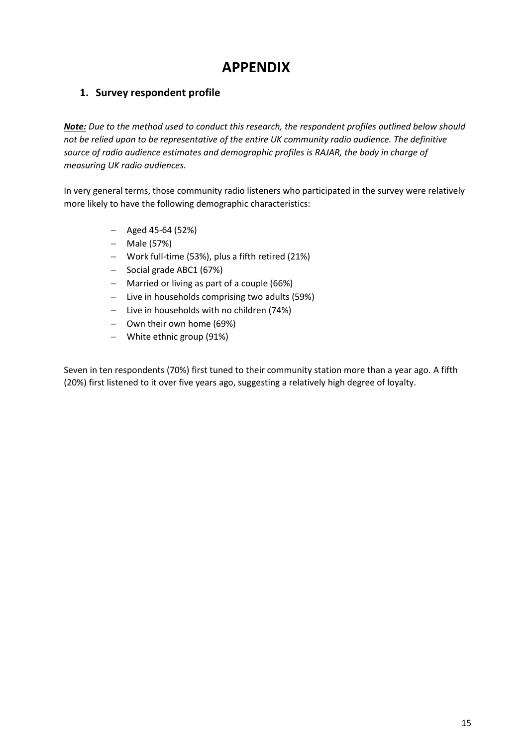# APPENDIX

## 1. Survey respondent profile

***Note:*** *Due to the method used to conduct this research, the respondent profiles outlined below should not be relied upon to be representative of the entire UK community radio audience. The definitive source of radio audience estimates and demographic profiles is RAJAR, the body in charge of measuring UK radio audiences.*

In very general terms, those community radio listeners who participated in the survey were relatively more likely to have the following demographic characteristics:

- Aged 45-64 (52%)
- Male (57%)
- Work full-time (53%), plus a fifth retired (21%)
- Social grade ABC1 (67%)
- Married or living as part of a couple (66%)
- Live in households comprising two adults (59%)
- Live in households with no children (74%)
- Own their own home (69%)
- White ethnic group (91%)

Seven in ten respondents (70%) first tuned to their community station more than a year ago. A fifth (20%) first listened to it over five years ago, suggesting a relatively high degree of loyalty.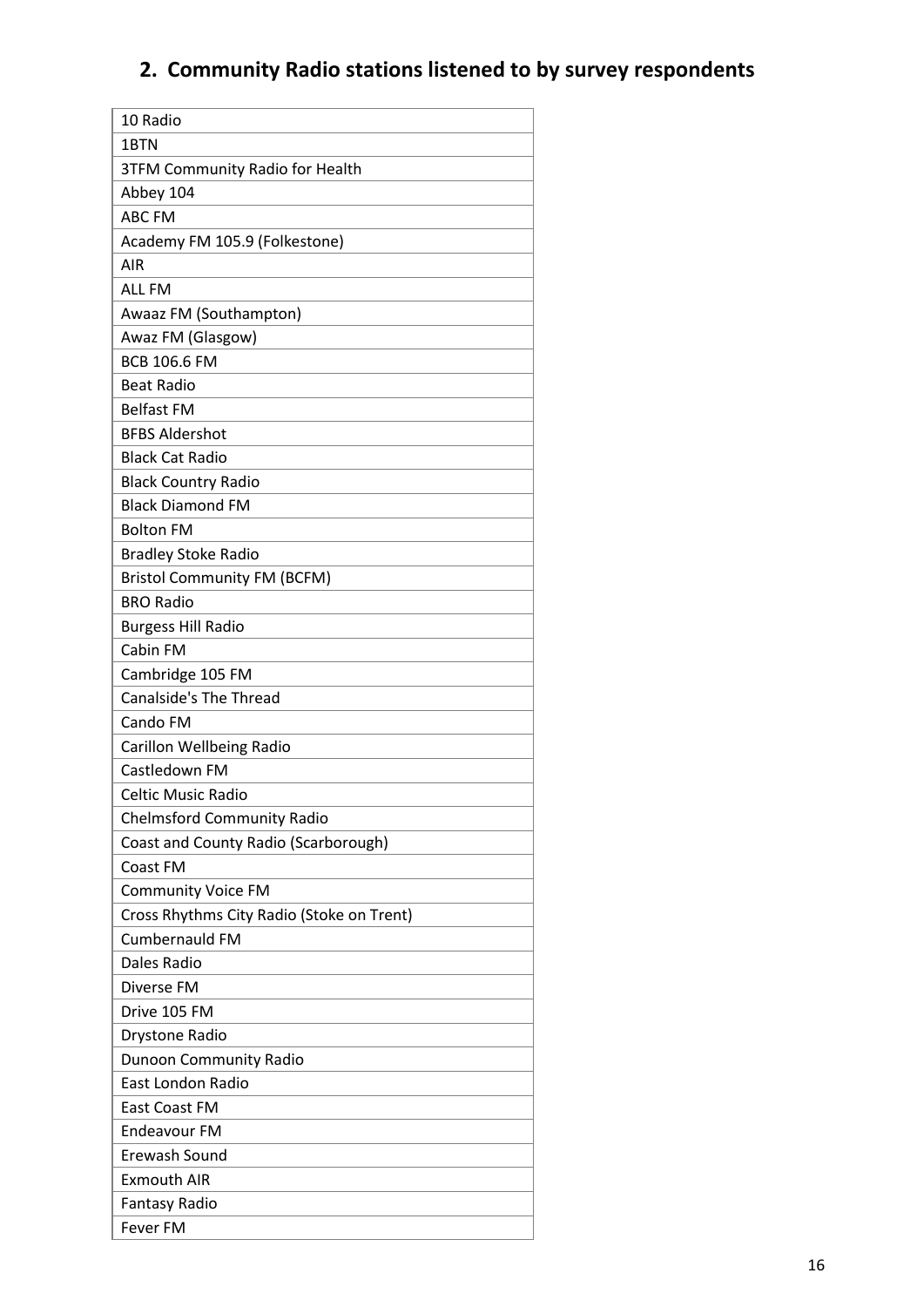## 2. Community Radio stations listened to by survey respondents

| |
|---|
| 10 Radio |
| 1BTN |
| 3TFM Community Radio for Health |
| Abbey 104 |
| ABC FM |
| Academy FM 105.9 (Folkestone) |
| AIR |
| ALL FM |
| Awaaz FM (Southampton) |
| Awaz FM (Glasgow) |
| BCB 106.6 FM |
| Beat Radio |
| Belfast FM |
| BFBS Aldershot |
| Black Cat Radio |
| Black Country Radio |
| Black Diamond FM |
| Bolton FM |
| Bradley Stoke Radio |
| Bristol Community FM (BCFM) |
| BRO Radio |
| Burgess Hill Radio |
| Cabin FM |
| Cambridge 105 FM |
| Canalside's The Thread |
| Cando FM |
| Carillon Wellbeing Radio |
| Castledown FM |
| Celtic Music Radio |
| Chelmsford Community Radio |
| Coast and County Radio (Scarborough) |
| Coast FM |
| Community Voice FM |
| Cross Rhythms City Radio (Stoke on Trent) |
| Cumbernauld FM |
| Dales Radio |
| Diverse FM |
| Drive 105 FM |
| Drystone Radio |
| Dunoon Community Radio |
| East London Radio |
| East Coast FM |
| Endeavour FM |
| Erewash Sound |
| Exmouth AIR |
| Fantasy Radio |
| Fever FM |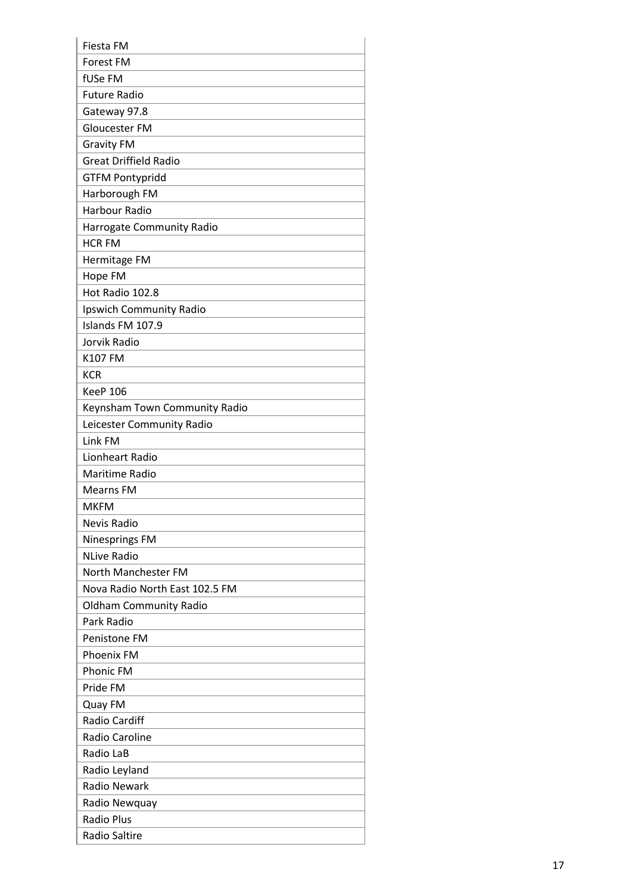| Fiesta FM |
|---|
| Forest FM |
| fUSe FM |
| Future Radio |
| Gateway 97.8 |
| Gloucester FM |
| Gravity FM |
| Great Driffield Radio |
| GTFM Pontypridd |
| Harborough FM |
| Harbour Radio |
| Harrogate Community Radio |
| HCR FM |
| Hermitage FM |
| Hope FM |
| Hot Radio 102.8 |
| Ipswich Community Radio |
| Islands FM 107.9 |
| Jorvik Radio |
| K107 FM |
| KCR |
| KeeP 106 |
| Keynsham Town Community Radio |
| Leicester Community Radio |
| Link FM |
| Lionheart Radio |
| Maritime Radio |
| Mearns FM |
| MKFM |
| Nevis Radio |
| Ninesprings FM |
| NLive Radio |
| North Manchester FM |
| Nova Radio North East 102.5 FM |
| Oldham Community Radio |
| Park Radio |
| Penistone FM |
| Phoenix FM |
| Phonic FM |
| Pride FM |
| Quay FM |
| Radio Cardiff |
| Radio Caroline |
| Radio LaB |
| Radio Leyland |
| Radio Newark |
| Radio Newquay |
| Radio Plus |
| Radio Saltire |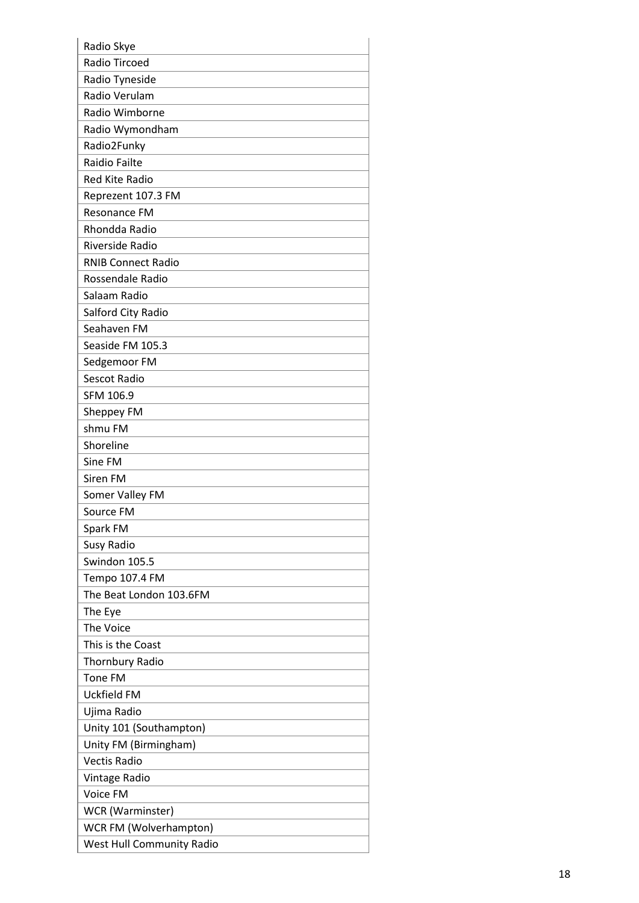| Radio Skye |
|---|
| Radio Tircoed |
| Radio Tyneside |
| Radio Verulam |
| Radio Wimborne |
| Radio Wymondham |
| Radio2Funky |
| Raidio Failte |
| Red Kite Radio |
| Reprezent 107.3 FM |
| Resonance FM |
| Rhondda Radio |
| Riverside Radio |
| RNIB Connect Radio |
| Rossendale Radio |
| Salaam Radio |
| Salford City Radio |
| Seahaven FM |
| Seaside FM 105.3 |
| Sedgemoor FM |
| Sescot Radio |
| SFM 106.9 |
| Sheppey FM |
| shmu FM |
| Shoreline |
| Sine FM |
| Siren FM |
| Somer Valley FM |
| Source FM |
| Spark FM |
| Susy Radio |
| Swindon 105.5 |
| Tempo 107.4 FM |
| The Beat London 103.6FM |
| The Eye |
| The Voice |
| This is the Coast |
| Thornbury Radio |
| Tone FM |
| Uckfield FM |
| Ujima Radio |
| Unity 101 (Southampton) |
| Unity FM (Birmingham) |
| Vectis Radio |
| Vintage Radio |
| Voice FM |
| WCR (Warminster) |
| WCR FM (Wolverhampton) |
| West Hull Community Radio |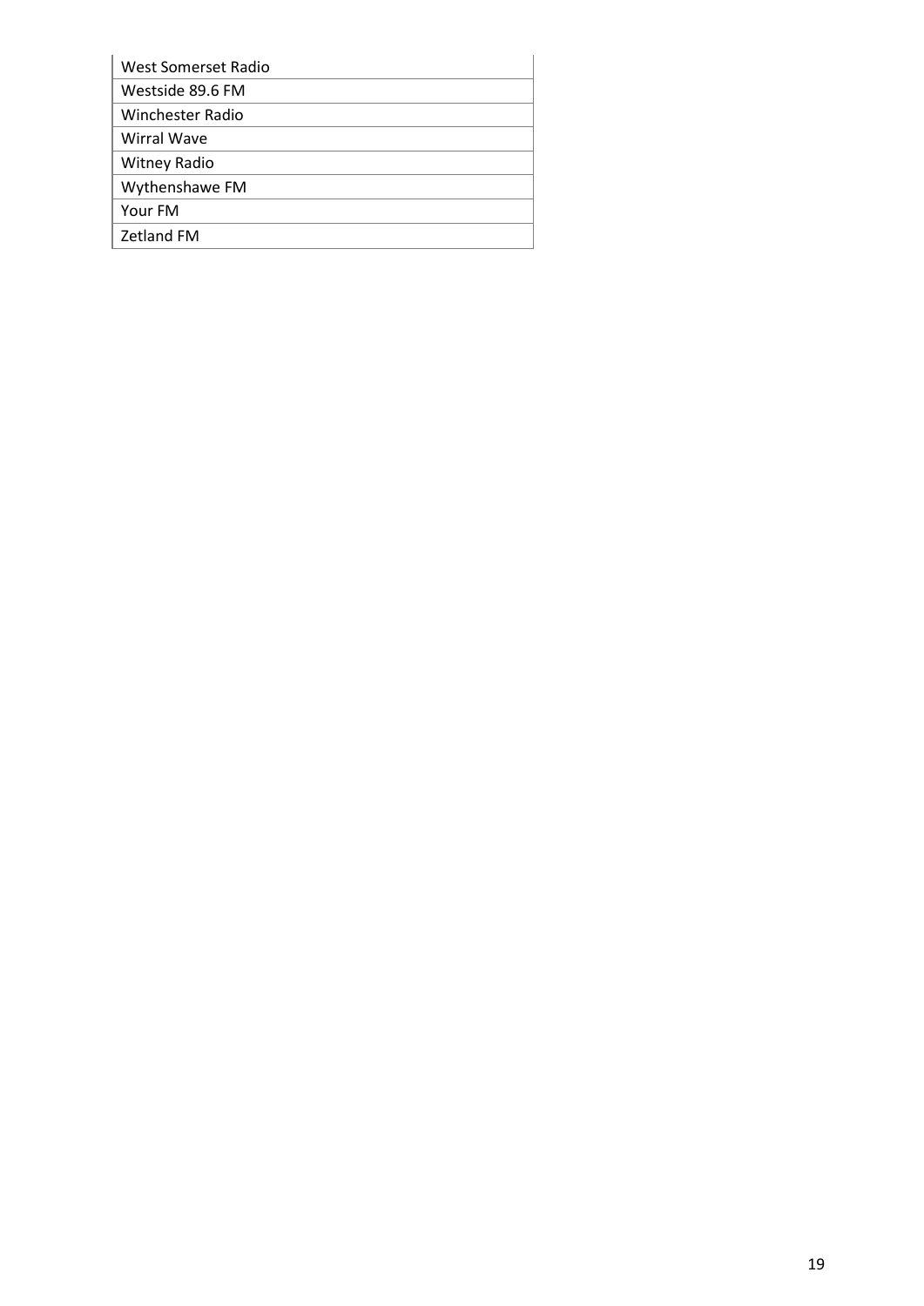| |
|---|
| West Somerset Radio |
| Westside 89.6 FM |
| Winchester Radio |
| Wirral Wave |
| Witney Radio |
| Wythenshawe FM |
| Your FM |
| Zetland FM |